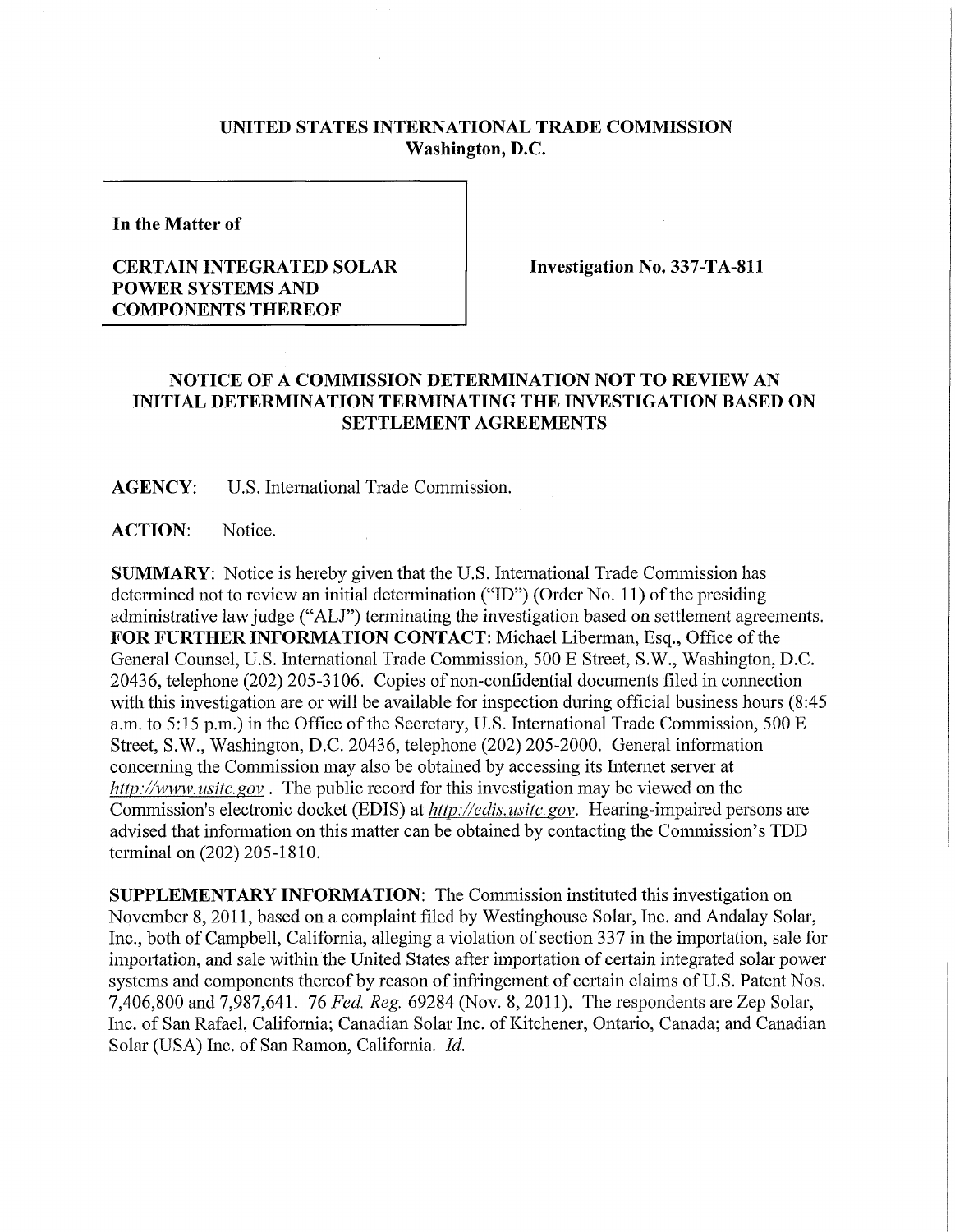# UNITED STATES INTERNATIONAL TRADE COMMISSION
## Washington, D.C.

**In the Matter of**

**CERTAIN INTEGRATED SOLAR POWER SYSTEMS AND COMPONENTS THEREOF**

**Investigation No. 337-TA-811**

## NOTICE OF A COMMISSION DETERMINATION NOT TO REVIEW AN INITIAL DETERMINATION TERMINATING THE INVESTIGATION BASED ON SETTLEMENT AGREEMENTS

**AGENCY:** U.S. International Trade Commission.

**ACTION:** Notice.

**SUMMARY:** Notice is hereby given that the U.S. International Trade Commission has determined not to review an initial determination ("ID") (Order No. 11) of the presiding administrative law judge ("ALJ") terminating the investigation based on settlement agreements.

**FOR FURTHER INFORMATION CONTACT:** Michael Liberman, Esq., Office of the General Counsel, U.S. International Trade Commission, 500 E Street, S.W., Washington, D.C. 20436, telephone (202) 205-3106. Copies of non-confidential documents filed in connection with this investigation are or will be available for inspection during official business hours (8:45 a.m. to 5:15 p.m.) in the Office of the Secretary, U.S. International Trade Commission, 500 E Street, S.W., Washington, D.C. 20436, telephone (202) 205-2000. General information concerning the Commission may also be obtained by accessing its Internet server at *http://www.usitc.gov*. The public record for this investigation may be viewed on the Commission's electronic docket (EDIS) at *http://edis.usitc.gov*. Hearing-impaired persons are advised that information on this matter can be obtained by contacting the Commission's TDD terminal on (202) 205-1810.

**SUPPLEMENTARY INFORMATION:** The Commission instituted this investigation on November 8, 2011, based on a complaint filed by Westinghouse Solar, Inc. and Andalay Solar, Inc., both of Campbell, California, alleging a violation of section 337 in the importation, sale for importation, and sale within the United States after importation of certain integrated solar power systems and components thereof by reason of infringement of certain claims of U.S. Patent Nos. 7,406,800 and 7,987,641. 76 *Fed. Reg.* 69284 (Nov. 8, 2011). The respondents are Zep Solar, Inc. of San Rafael, California; Canadian Solar Inc. of Kitchener, Ontario, Canada; and Canadian Solar (USA) Inc. of San Ramon, California. *Id.*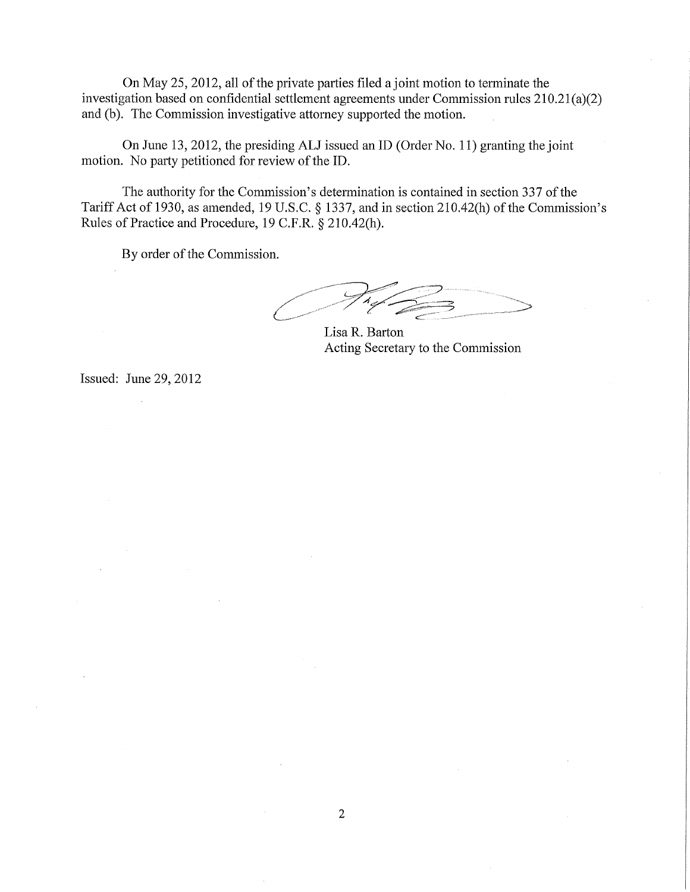On May 25, 2012, all of the private parties filed a joint motion to terminate the investigation based on confidential settlement agreements under Commission rules 210.21(a)(2) and (b). The Commission investigative attorney supported the motion.

On June 13, 2012, the presiding ALJ issued an ID (Order No. 11) granting the joint motion. No party petitioned for review of the ID.

The authority for the Commission's determination is contained in section 337 of the Tariff Act of 1930, as amended, 19 U.S.C. § 1337, and in section 210.42(h) of the Commission's Rules of Practice and Procedure, 19 C.F.R. § 210.42(h).

By order of the Commission.

Lisa R. Barton
Acting Secretary to the Commission

Issued: June 29, 2012